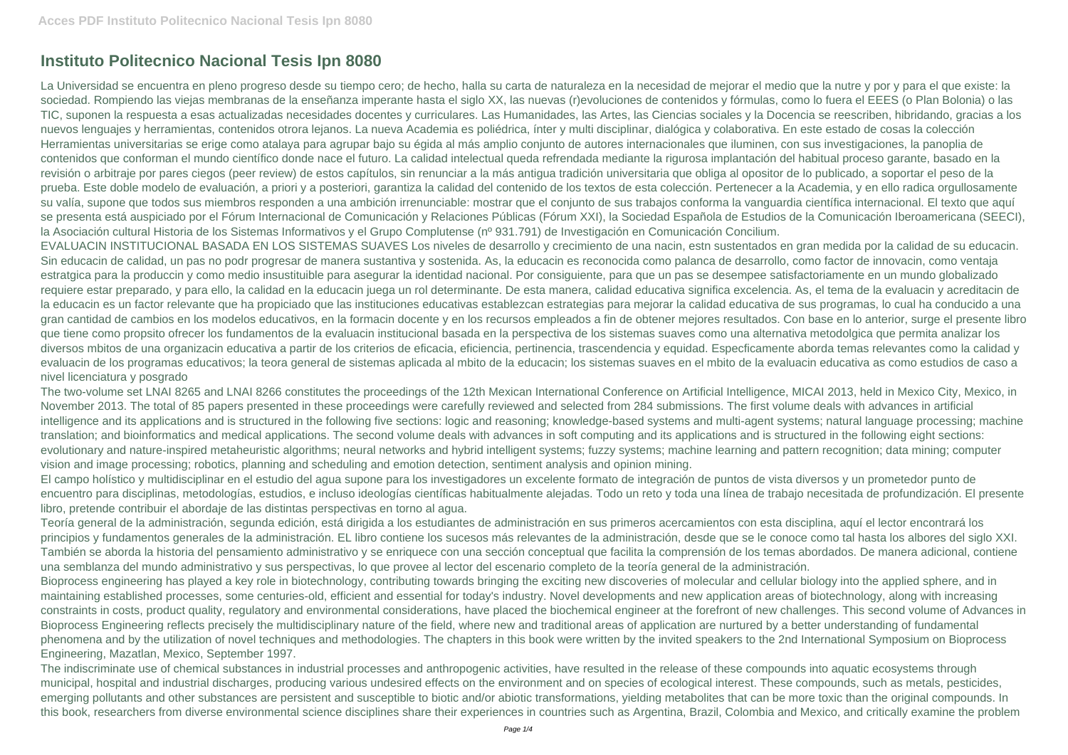# Instituto Politecnico Nacional Tesis Ipn 8080

La Universidad se encuentra en pleno progreso desde su tiempo cero; de hecho, halla su carta de naturaleza en la necesidad de mejorar el medio que la nutre y por y para el que existe: la sociedad. Rompiendo las viejas membranas de la enseñanza imperante hasta el siglo XX, las nuevas (r)evoluciones de contenidos y fórmulas, como lo fuera el EEES (o Plan Bolonia) o las TIC, suponen la respuesta a esas actualizadas necesidades docentes y curriculares. Las Humanidades, las Artes, las Ciencias sociales y la Docencia se reescriben, hibridando, gracias a los nuevos lenguajes y herramientas, contenidos otrora lejanos. La nueva Academia es poliédrica, ínter y multi disciplinar, dialógica y colaborativa. En este estado de cosas la colección Herramientas universitarias se erige como atalaya para agrupar bajo su égida al más amplio conjunto de autores internacionales que iluminen, con sus investigaciones, la panoplia de contenidos que conforman el mundo científico donde nace el futuro. La calidad intelectual queda refrendada mediante la rigurosa implantación del habitual proceso garante, basado en la revisión o arbitraje por pares ciegos (peer review) de estos capítulos, sin renunciar a la más antigua tradición universitaria que obliga al opositor de lo publicado, a soportar el peso de la prueba. Este doble modelo de evaluación, a priori y a posteriori, garantiza la calidad del contenido de los textos de esta colección. Pertenecer a la Academia, y en ello radica orgullosamente su valía, supone que todos sus miembros responden a una ambición irrenunciable: mostrar que el conjunto de sus trabajos conforma la vanguardia científica internacional. El texto que aquí se presenta está auspiciado por el Fórum Internacional de Comunicación y Relaciones Públicas (Fórum XXI), la Sociedad Española de Estudios de la Comunicación Iberoamericana (SEECI), la Asociación cultural Historia de los Sistemas Informativos y el Grupo Complutense (nº 931.791) de Investigación en Comunicación Concilium.

EVALUACIN INSTITUCIONAL BASADA EN LOS SISTEMAS SUAVES Los niveles de desarrollo y crecimiento de una nacin, estn sustentados en gran medida por la calidad de su educacin. Sin educacin de calidad, un pas no podr progresar de manera sustantiva y sostenida. As, la educacin es reconocida como palanca de desarrollo, como factor de innovacin, como ventaja estratgica para la produccin y como medio insustituible para asegurar la identidad nacional. Por consiguiente, para que un pas se desempee satisfactoriamente en un mundo globalizado requiere estar preparado, y para ello, la calidad en la educacin juega un rol determinante. De esta manera, calidad educativa significa excelencia. As, el tema de la evaluacin y acreditacin de la educacin es un factor relevante que ha propiciado que las instituciones educativas establezcan estrategias para mejorar la calidad educativa de sus programas, lo cual ha conducido a una gran cantidad de cambios en los modelos educativos, en la formacin docente y en los recursos empleados a fin de obtener mejores resultados. Con base en lo anterior, surge el presente libro que tiene como propsito ofrecer los fundamentos de la evaluacin institucional basada en la perspectiva de los sistemas suaves como una alternativa metodolgica que permita analizar los diversos mbitos de una organizacin educativa a partir de los criterios de eficacia, eficiencia, pertinencia, trascendencia y equidad. Especficamente aborda temas relevantes como la calidad y evaluacin de los programas educativos; la teora general de sistemas aplicada al mbito de la educacin; los sistemas suaves en el mbito de la evaluacin educativa as como estudios de caso a nivel licenciatura y posgrado

The two-volume set LNAI 8265 and LNAI 8266 constitutes the proceedings of the 12th Mexican International Conference on Artificial Intelligence, MICAI 2013, held in Mexico City, Mexico, in November 2013. The total of 85 papers presented in these proceedings were carefully reviewed and selected from 284 submissions. The first volume deals with advances in artificial intelligence and its applications and is structured in the following five sections: logic and reasoning; knowledge-based systems and multi-agent systems; natural language processing; machine translation; and bioinformatics and medical applications. The second volume deals with advances in soft computing and its applications and is structured in the following eight sections: evolutionary and nature-inspired metaheuristic algorithms; neural networks and hybrid intelligent systems; fuzzy systems; machine learning and pattern recognition; data mining; computer vision and image processing; robotics, planning and scheduling and emotion detection, sentiment analysis and opinion mining.

El campo holístico y multidisciplinar en el estudio del agua supone para los investigadores un excelente formato de integración de puntos de vista diversos y un prometedor punto de encuentro para disciplinas, metodologías, estudios, e incluso ideologías científicas habitualmente alejadas. Todo un reto y toda una línea de trabajo necesitada de profundización. El presente libro, pretende contribuir el abordaje de las distintas perspectivas en torno al agua.

Teoría general de la administración, segunda edición, está dirigida a los estudiantes de administración en sus primeros acercamientos con esta disciplina, aquí el lector encontrará los principios y fundamentos generales de la administración. EL libro contiene los sucesos más relevantes de la administración, desde que se le conoce como tal hasta los albores del siglo XXI. También se aborda la historia del pensamiento administrativo y se enriquece con una sección conceptual que facilita la comprensión de los temas abordados. De manera adicional, contiene una semblanza del mundo administrativo y sus perspectivas, lo que provee al lector del escenario completo de la teoría general de la administración.

Bioprocess engineering has played a key role in biotechnology, contributing towards bringing the exciting new discoveries of molecular and cellular biology into the applied sphere, and in maintaining established processes, some centuries-old, efficient and essential for today's industry. Novel developments and new application areas of biotechnology, along with increasing constraints in costs, product quality, regulatory and environmental considerations, have placed the biochemical engineer at the forefront of new challenges. This second volume of Advances in Bioprocess Engineering reflects precisely the multidisciplinary nature of the field, where new and traditional areas of application are nurtured by a better understanding of fundamental phenomena and by the utilization of novel techniques and methodologies. The chapters in this book were written by the invited speakers to the 2nd International Symposium on Bioprocess Engineering, Mazatlan, Mexico, September 1997.

The indiscriminate use of chemical substances in industrial processes and anthropogenic activities, have resulted in the release of these compounds into aquatic ecosystems through municipal, hospital and industrial discharges, producing various undesired effects on the environment and on species of ecological interest. These compounds, such as metals, pesticides, emerging pollutants and other substances are persistent and susceptible to biotic and/or abiotic transformations, yielding metabolites that can be more toxic than the original compounds. In this book, researchers from diverse environmental science disciplines share their experiences in countries such as Argentina, Brazil, Colombia and Mexico, and critically examine the problem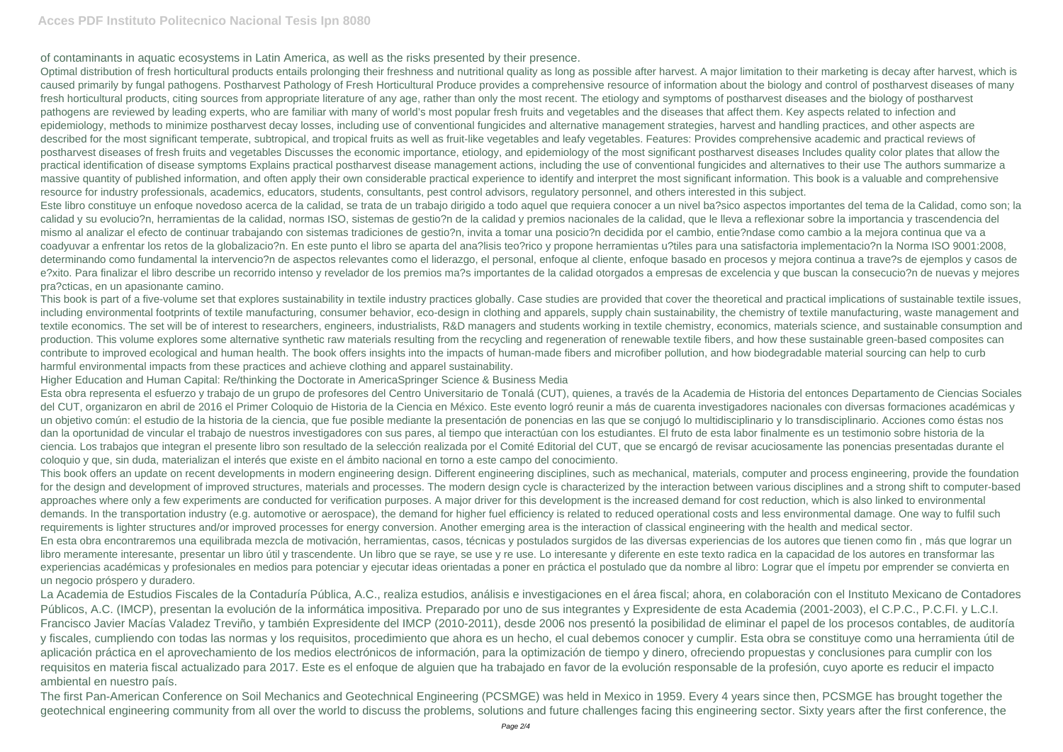of contaminants in aquatic ecosystems in Latin America, as well as the risks presented by their presence.

Optimal distribution of fresh horticultural products entails prolonging their freshness and nutritional quality as long as possible after harvest. A major limitation to their marketing is decay after harvest, which is caused primarily by fungal pathogens. Postharvest Pathology of Fresh Horticultural Produce provides a comprehensive resource of information about the biology and control of postharvest diseases of many fresh horticultural products, citing sources from appropriate literature of any age, rather than only the most recent. The etiology and symptoms of postharvest diseases and the biology of postharvest pathogens are reviewed by leading experts, who are familiar with many of world's most popular fresh fruits and vegetables and the diseases that affect them. Key aspects related to infection and epidemiology, methods to minimize postharvest decay losses, including use of conventional fungicides and alternative management strategies, harvest and handling practices, and other aspects are described for the most significant temperate, subtropical, and tropical fruits as well as fruit-like vegetables and leafy vegetables. Features: Provides comprehensive academic and practical reviews of postharvest diseases of fresh fruits and vegetables Discusses the economic importance, etiology, and epidemiology of the most significant postharvest diseases Includes quality color plates that allow the practical identification of disease symptoms Explains practical postharvest disease management actions, including the use of conventional fungicides and alternatives to their use The authors summarize a massive quantity of published information, and often apply their own considerable practical experience to identify and interpret the most significant information. This book is a valuable and comprehensive resource for industry professionals, academics, educators, students, consultants, pest control advisors, regulatory personnel, and others interested in this subject.

Este libro constituye un enfoque novedoso acerca de la calidad, se trata de un trabajo dirigido a todo aquel que requiera conocer a un nivel ba?sico aspectos importantes del tema de la Calidad, como son; la calidad y su evolucio?n, herramientas de la calidad, normas ISO, sistemas de gestio?n de la calidad y premios nacionales de la calidad, que le lleva a reflexionar sobre la importancia y trascendencia del mismo al analizar el efecto de continuar trabajando con sistemas tradiciones de gestio?n, invita a tomar una posicio?n decidida por el cambio, entie?ndase como cambio a la mejora continua que va a coadyuvar a enfrentar los retos de la globalizacio?n. En este punto el libro se aparta del ana?lisis teo?rico y propone herramientas u?tiles para una satisfactoria implementacio?n la Norma ISO 9001:2008, determinando como fundamental la intervencio?n de aspectos relevantes como el liderazgo, el personal, enfoque al cliente, enfoque basado en procesos y mejora continua a trave?s de ejemplos y casos de e?xito. Para finalizar el libro describe un recorrido intenso y revelador de los premios ma?s importantes de la calidad otorgados a empresas de excelencia y que buscan la consecucio?n de nuevas y mejores pra?cticas, en un apasionante camino.

This book is part of a five-volume set that explores sustainability in textile industry practices globally. Case studies are provided that cover the theoretical and practical implications of sustainable textile issues, including environmental footprints of textile manufacturing, consumer behavior, eco-design in clothing and apparels, supply chain sustainability, the chemistry of textile manufacturing, waste management and textile economics. The set will be of interest to researchers, engineers, industrialists, R&D managers and students working in textile chemistry, economics, materials science, and sustainable consumption and production. This volume explores some alternative synthetic raw materials resulting from the recycling and regeneration of renewable textile fibers, and how these sustainable green-based composites can contribute to improved ecological and human health. The book offers insights into the impacts of human-made fibers and microfiber pollution, and how biodegradable material sourcing can help to curb harmful environmental impacts from these practices and achieve clothing and apparel sustainability.

Higher Education and Human Capital: Re/thinking the Doctorate in AmericaSpringer Science & Business Media

Esta obra representa el esfuerzo y trabajo de un grupo de profesores del Centro Universitario de Tonalá (CUT), quienes, a través de la Academia de Historia del entonces Departamento de Ciencias Sociales del CUT, organizaron en abril de 2016 el Primer Coloquio de Historia de la Ciencia en México. Este evento logró reunir a más de cuarenta investigadores nacionales con diversas formaciones académicas y un objetivo común: el estudio de la historia de la ciencia, que fue posible mediante la presentación de ponencias en las que se conjugó lo multidisciplinario y lo transdisciplinario. Acciones como éstas nos dan la oportunidad de vincular el trabajo de nuestros investigadores con sus pares, al tiempo que interactúan con los estudiantes. El fruto de esta labor finalmente es un testimonio sobre historia de la ciencia. Los trabajos que integran el presente libro son resultado de la selección realizada por el Comité Editorial del CUT, que se encargó de revisar acuciosamente las ponencias presentadas durante el coloquio y que, sin duda, materializan el interés que existe en el ámbito nacional en torno a este campo del conocimiento.

This book offers an update on recent developments in modern engineering design. Different engineering disciplines, such as mechanical, materials, computer and process engineering, provide the foundation for the design and development of improved structures, materials and processes. The modern design cycle is characterized by the interaction between various disciplines and a strong shift to computer-based approaches where only a few experiments are conducted for verification purposes. A major driver for this development is the increased demand for cost reduction, which is also linked to environmental demands. In the transportation industry (e.g. automotive or aerospace), the demand for higher fuel efficiency is related to reduced operational costs and less environmental damage. One way to fulfil such requirements is lighter structures and/or improved processes for energy conversion. Another emerging area is the interaction of classical engineering with the health and medical sector.

En esta obra encontraremos una equilibrada mezcla de motivación, herramientas, casos, técnicas y postulados surgidos de las diversas experiencias de los autores que tienen como fin , más que lograr un libro meramente interesante, presentar un libro útil y trascendente. Un libro que se raye, se use y re use. Lo interesante y diferente en este texto radica en la capacidad de los autores en transformar las experiencias académicas y profesionales en medios para potenciar y ejecutar ideas orientadas a poner en práctica el postulado que da nombre al libro: Lograr que el ímpetu por emprender se convierta en un negocio próspero y duradero.

La Academia de Estudios Fiscales de la Contaduría Pública, A.C., realiza estudios, análisis e investigaciones en el área fiscal; ahora, en colaboración con el Instituto Mexicano de Contadores Públicos, A.C. (IMCP), presentan la evolución de la informática impositiva. Preparado por uno de sus integrantes y Expresidente de esta Academia (2001-2003), el C.P.C., P.C.FI. y L.C.I. Francisco Javier Macías Valadez Treviño, y también Expresidente del IMCP (2010-2011), desde 2006 nos presentó la posibilidad de eliminar el papel de los procesos contables, de auditoría y fiscales, cumpliendo con todas las normas y los requisitos, procedimiento que ahora es un hecho, el cual debemos conocer y cumplir. Esta obra se constituye como una herramienta útil de aplicación práctica en el aprovechamiento de los medios electrónicos de información, para la optimización de tiempo y dinero, ofreciendo propuestas y conclusiones para cumplir con los requisitos en materia fiscal actualizado para 2017. Este es el enfoque de alguien que ha trabajado en favor de la evolución responsable de la profesión, cuyo aporte es reducir el impacto ambiental en nuestro país.

The first Pan-American Conference on Soil Mechanics and Geotechnical Engineering (PCSMGE) was held in Mexico in 1959. Every 4 years since then, PCSMGE has brought together the geotechnical engineering community from all over the world to discuss the problems, solutions and future challenges facing this engineering sector. Sixty years after the first conference, the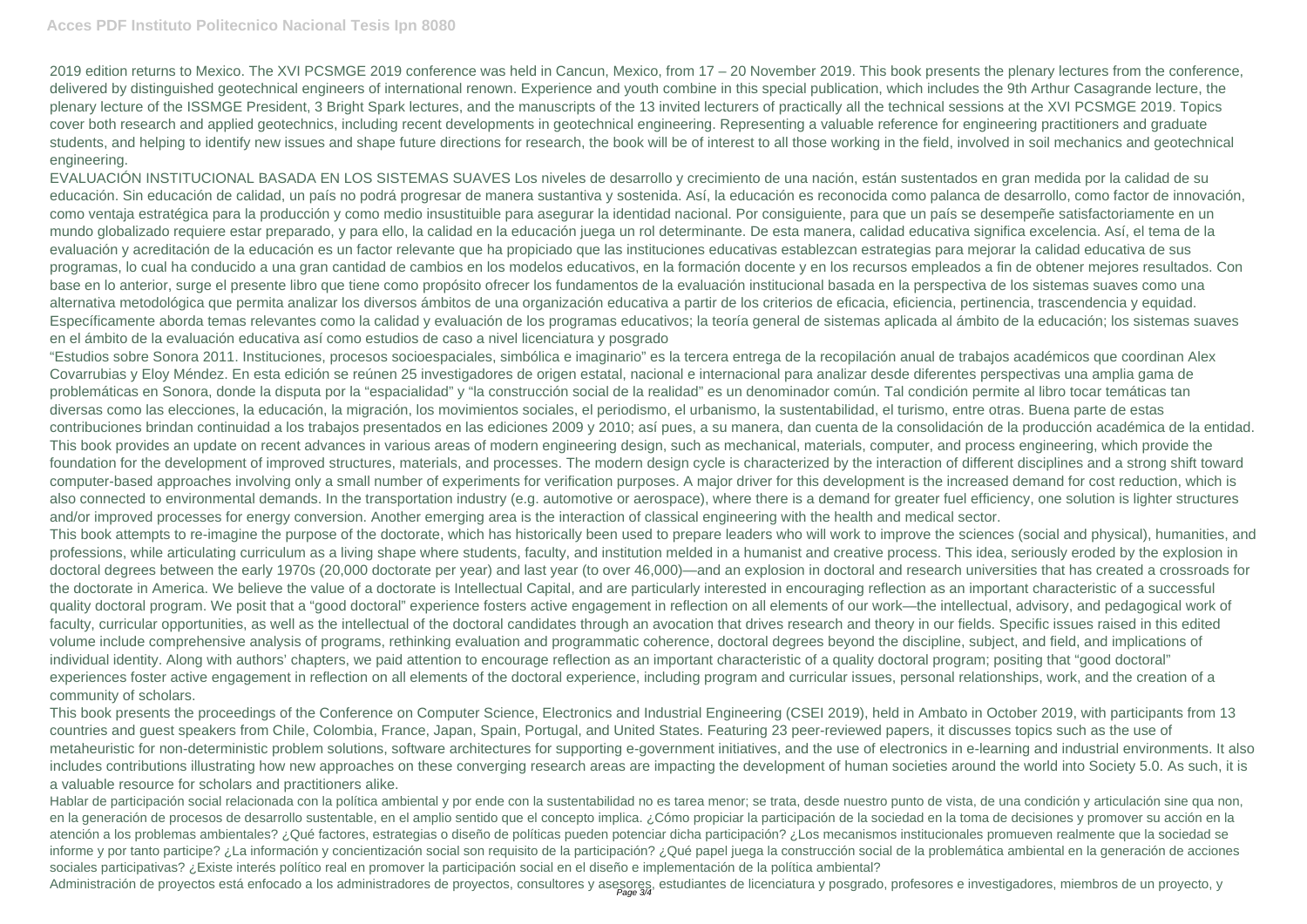2019 edition returns to Mexico. The XVI PCSMGE 2019 conference was held in Cancun, Mexico, from 17 – 20 November 2019. This book presents the plenary lectures from the conference, delivered by distinguished geotechnical engineers of international renown. Experience and youth combine in this special publication, which includes the 9th Arthur Casagrande lecture, the plenary lecture of the ISSMGE President, 3 Bright Spark lectures, and the manuscripts of the 13 invited lecturers of practically all the technical sessions at the XVI PCSMGE 2019. Topics cover both research and applied geotechnics, including recent developments in geotechnical engineering. Representing a valuable reference for engineering practitioners and graduate students, and helping to identify new issues and shape future directions for research, the book will be of interest to all those working in the field, involved in soil mechanics and geotechnical engineering.

EVALUACIÓN INSTITUCIONAL BASADA EN LOS SISTEMAS SUAVES Los niveles de desarrollo y crecimiento de una nación, están sustentados en gran medida por la calidad de su educación. Sin educación de calidad, un país no podrá progresar de manera sustantiva y sostenida. Así, la educación es reconocida como palanca de desarrollo, como factor de innovación, como ventaja estratégica para la producción y como medio insustituible para asegurar la identidad nacional. Por consiguiente, para que un país se desempeñe satisfactoriamente en un mundo globalizado requiere estar preparado, y para ello, la calidad en la educación juega un rol determinante. De esta manera, calidad educativa significa excelencia. Así, el tema de la evaluación y acreditación de la educación es un factor relevante que ha propiciado que las instituciones educativas establezcan estrategias para mejorar la calidad educativa de sus programas, lo cual ha conducido a una gran cantidad de cambios en los modelos educativos, en la formación docente y en los recursos empleados a fin de obtener mejores resultados. Con base en lo anterior, surge el presente libro que tiene como propósito ofrecer los fundamentos de la evaluación institucional basada en la perspectiva de los sistemas suaves como una alternativa metodológica que permita analizar los diversos ámbitos de una organización educativa a partir de los criterios de eficacia, eficiencia, pertinencia, trascendencia y equidad. Específicamente aborda temas relevantes como la calidad y evaluación de los programas educativos; la teoría general de sistemas aplicada al ámbito de la educación; los sistemas suaves en el ámbito de la evaluación educativa así como estudios de caso a nivel licenciatura y posgrado

"Estudios sobre Sonora 2011. Instituciones, procesos socioespaciales, simbólica e imaginario" es la tercera entrega de la recopilación anual de trabajos académicos que coordinan Alex Covarrubias y Eloy Méndez. En esta edición se reúnen 25 investigadores de origen estatal, nacional e internacional para analizar desde diferentes perspectivas una amplia gama de problemáticas en Sonora, donde la disputa por la "espacialidad" y "la construcción social de la realidad" es un denominador común. Tal condición permite al libro tocar temáticas tan diversas como las elecciones, la educación, la migración, los movimientos sociales, el periodismo, el urbanismo, la sustentabilidad, el turismo, entre otras. Buena parte de estas contribuciones brindan continuidad a los trabajos presentados en las ediciones 2009 y 2010; así pues, a su manera, dan cuenta de la consolidación de la producción académica de la entidad.

This book provides an update on recent advances in various areas of modern engineering design, such as mechanical, materials, computer, and process engineering, which provide the foundation for the development of improved structures, materials, and processes. The modern design cycle is characterized by the interaction of different disciplines and a strong shift toward computer-based approaches involving only a small number of experiments for verification purposes. A major driver for this development is the increased demand for cost reduction, which is also connected to environmental demands. In the transportation industry (e.g. automotive or aerospace), where there is a demand for greater fuel efficiency, one solution is lighter structures and/or improved processes for energy conversion. Another emerging area is the interaction of classical engineering with the health and medical sector.

This book attempts to re-imagine the purpose of the doctorate, which has historically been used to prepare leaders who will work to improve the sciences (social and physical), humanities, and professions, while articulating curriculum as a living shape where students, faculty, and institution melded in a humanist and creative process. This idea, seriously eroded by the explosion in doctoral degrees between the early 1970s (20,000 doctorate per year) and last year (to over 46,000)—and an explosion in doctoral and research universities that has created a crossroads for the doctorate in America. We believe the value of a doctorate is Intellectual Capital, and are particularly interested in encouraging reflection as an important characteristic of a successful quality doctoral program. We posit that a "good doctoral" experience fosters active engagement in reflection on all elements of our work—the intellectual, advisory, and pedagogical work of faculty, curricular opportunities, as well as the intellectual of the doctoral candidates through an avocation that drives research and theory in our fields. Specific issues raised in this edited volume include comprehensive analysis of programs, rethinking evaluation and programmatic coherence, doctoral degrees beyond the discipline, subject, and field, and implications of individual identity. Along with authors' chapters, we paid attention to encourage reflection as an important characteristic of a quality doctoral program; positing that "good doctoral" experiences foster active engagement in reflection on all elements of the doctoral experience, including program and curricular issues, personal relationships, work, and the creation of a community of scholars.

This book presents the proceedings of the Conference on Computer Science, Electronics and Industrial Engineering (CSEI 2019), held in Ambato in October 2019, with participants from 13 countries and guest speakers from Chile, Colombia, France, Japan, Spain, Portugal, and United States. Featuring 23 peer-reviewed papers, it discusses topics such as the use of metaheuristic for non-deterministic problem solutions, software architectures for supporting e-government initiatives, and the use of electronics in e-learning and industrial environments. It also includes contributions illustrating how new approaches on these converging research areas are impacting the development of human societies around the world into Society 5.0. As such, it is a valuable resource for scholars and practitioners alike.

Hablar de participación social relacionada con la política ambiental y por ende con la sustentabilidad no es tarea menor; se trata, desde nuestro punto de vista, de una condición y articulación sine qua non, en la generación de procesos de desarrollo sustentable, en el amplio sentido que el concepto implica. ¿Cómo propiciar la participación de la sociedad en la toma de decisiones y promover su acción en la atención a los problemas ambientales? ¿Qué factores, estrategias o diseño de políticas pueden potenciar dicha participación? ¿Los mecanismos institucionales promueven realmente que la sociedad se informe y por tanto participe? ¿La información y concientización social son requisito de la participación? ¿Qué papel juega la construcción social de la problemática ambiental en la generación de acciones sociales participativas? ¿Existe interés político real en promover la participación social en el diseño e implementación de la política ambiental?

Administración de proyectos está enfocado a los administradores de proyectos, consultores y asesores, estudiantes de licenciatura y posgrado, profesores e investigadores, miembros de un proyecto, y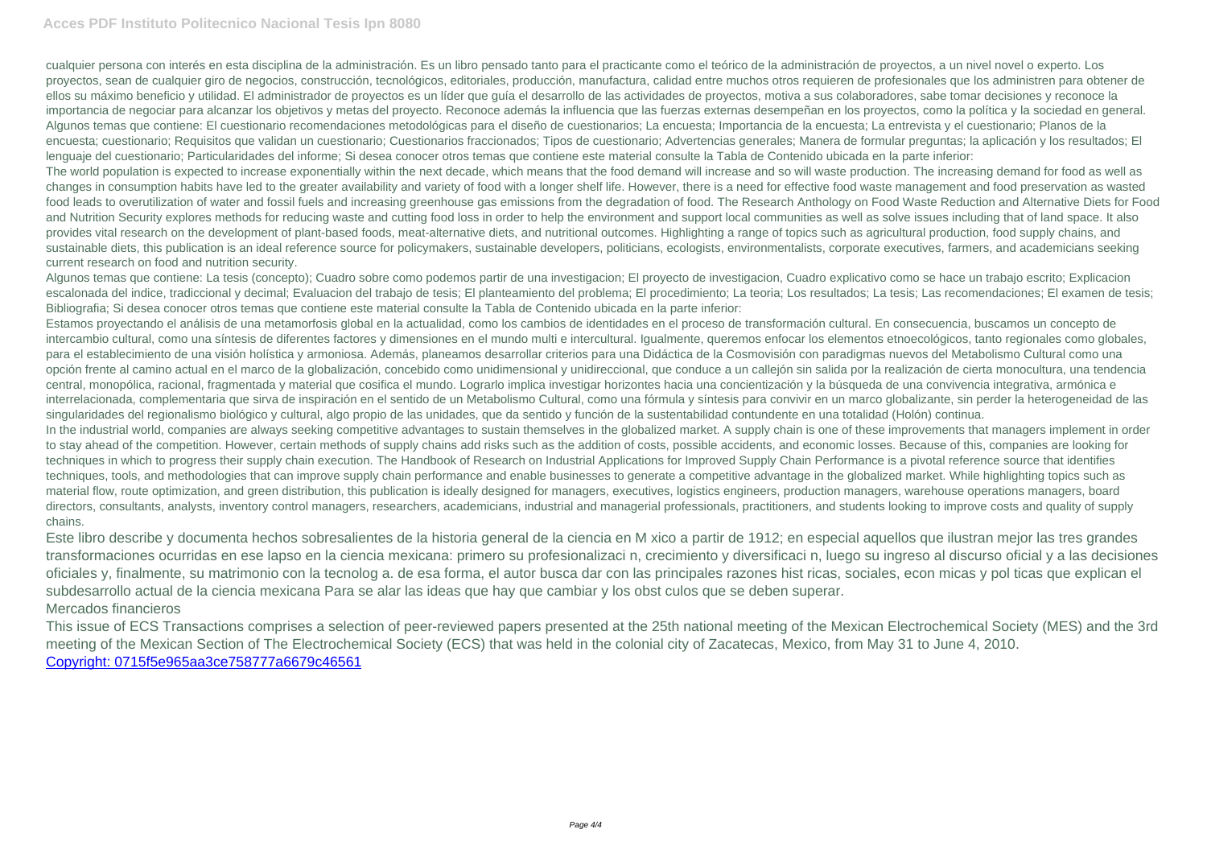cualquier persona con interés en esta disciplina de la administración. Es un libro pensado tanto para el practicante como el teórico de la administración de proyectos, a un nivel novel o experto. Los proyectos, sean de cualquier giro de negocios, construcción, tecnológicos, editoriales, producción, manufactura, calidad entre muchos otros requieren de profesionales que los administren para obtener de ellos su máximo beneficio y utilidad. El administrador de proyectos es un líder que guía el desarrollo de las actividades de proyectos, motiva a sus colaboradores, sabe tomar decisiones y reconoce la importancia de negociar para alcanzar los objetivos y metas del proyecto. Reconoce además la influencia que las fuerzas externas desempeñan en los proyectos, como la política y la sociedad en general. Algunos temas que contiene: El cuestionario recomendaciones metodológicas para el diseño de cuestionarios; La encuesta; Importancia de la encuesta; La entrevista y el cuestionario; Planos de la encuesta; cuestionario; Requisitos que validan un cuestionario; Cuestionarios fraccionados; Tipos de cuestionario; Advertencias generales; Manera de formular preguntas; la aplicación y los resultados; El lenguaje del cuestionario; Particularidades del informe; Si desea conocer otros temas que contiene este material consulte la Tabla de Contenido ubicada en la parte inferior:

The world population is expected to increase exponentially within the next decade, which means that the food demand will increase and so will waste production. The increasing demand for food as well as changes in consumption habits have led to the greater availability and variety of food with a longer shelf life. However, there is a need for effective food waste management and food preservation as wasted food leads to overutilization of water and fossil fuels and increasing greenhouse gas emissions from the degradation of food. The Research Anthology on Food Waste Reduction and Alternative Diets for Food and Nutrition Security explores methods for reducing waste and cutting food loss in order to help the environment and support local communities as well as solve issues including that of land space. It also provides vital research on the development of plant-based foods, meat-alternative diets, and nutritional outcomes. Highlighting a range of topics such as agricultural production, food supply chains, and sustainable diets, this publication is an ideal reference source for policymakers, sustainable developers, politicians, ecologists, environmentalists, corporate executives, farmers, and academicians seeking current research on food and nutrition security.

Algunos temas que contiene: La tesis (concepto); Cuadro sobre como podemos partir de una investigacion; El proyecto de investigacion, Cuadro explicativo como se hace un trabajo escrito; Explicacion escalonada del indice, tradiccional y decimal; Evaluacion del trabajo de tesis; El planteamiento del problema; El procedimiento; La teoria; Los resultados; La tesis; Las recomendaciones; El examen de tesis; Bibliografia; Si desea conocer otros temas que contiene este material consulte la Tabla de Contenido ubicada en la parte inferior:

Estamos proyectando el análisis de una metamorfosis global en la actualidad, como los cambios de identidades en el proceso de transformación cultural. En consecuencia, buscamos un concepto de intercambio cultural, como una síntesis de diferentes factores y dimensiones en el mundo multi e intercultural. Igualmente, queremos enfocar los elementos etnoecológicos, tanto regionales como globales, para el establecimiento de una visión holística y armoniosa. Además, planeamos desarrollar criterios para una Didáctica de la Cosmovisión con paradigmas nuevos del Metabolismo Cultural como una opción frente al camino actual en el marco de la globalización, concebido como unidimensional y unidireccional, que conduce a un callejón sin salida por la realización de cierta monocultura, una tendencia central, monopólica, racional, fragmentada y material que cosifica el mundo. Lograrlo implica investigar horizontes hacia una concientización y la búsqueda de una convivencia integrativa, armónica e interrelacionada, complementaria que sirva de inspiración en el sentido de un Metabolismo Cultural, como una fórmula y síntesis para convivir en un marco globalizante, sin perder la heterogeneidad de las singularidades del regionalismo biológico y cultural, algo propio de las unidades, que da sentido y función de la sustentabilidad contundente en una totalidad (Holón) continua.

In the industrial world, companies are always seeking competitive advantages to sustain themselves in the globalized market. A supply chain is one of these improvements that managers implement in order to stay ahead of the competition. However, certain methods of supply chains add risks such as the addition of costs, possible accidents, and economic losses. Because of this, companies are looking for techniques in which to progress their supply chain execution. The Handbook of Research on Industrial Applications for Improved Supply Chain Performance is a pivotal reference source that identifies techniques, tools, and methodologies that can improve supply chain performance and enable businesses to generate a competitive advantage in the globalized market. While highlighting topics such as material flow, route optimization, and green distribution, this publication is ideally designed for managers, executives, logistics engineers, production managers, warehouse operations managers, board directors, consultants, analysts, inventory control managers, researchers, academicians, industrial and managerial professionals, practitioners, and students looking to improve costs and quality of supply chains.

Este libro describe y documenta hechos sobresalientes de la historia general de la ciencia en M xico a partir de 1912; en especial aquellos que ilustran mejor las tres grandes transformaciones ocurridas en ese lapso en la ciencia mexicana: primero su profesionalizaci n, crecimiento y diversificaci n, luego su ingreso al discurso oficial y a las decisiones oficiales y, finalmente, su matrimonio con la tecnolog a. de esa forma, el autor busca dar con las principales razones hist ricas, sociales, econ micas y pol ticas que explican el subdesarrollo actual de la ciencia mexicana Para se alar las ideas que hay que cambiar y los obst culos que se deben superar.

Mercados financieros

This issue of ECS Transactions comprises a selection of peer-reviewed papers presented at the 25th national meeting of the Mexican Electrochemical Society (MES) and the 3rd meeting of the Mexican Section of The Electrochemical Society (ECS) that was held in the colonial city of Zacatecas, Mexico, from May 31 to June 4, 2010.

Copyright: 0715f5e965aa3ce758777a6679c46561